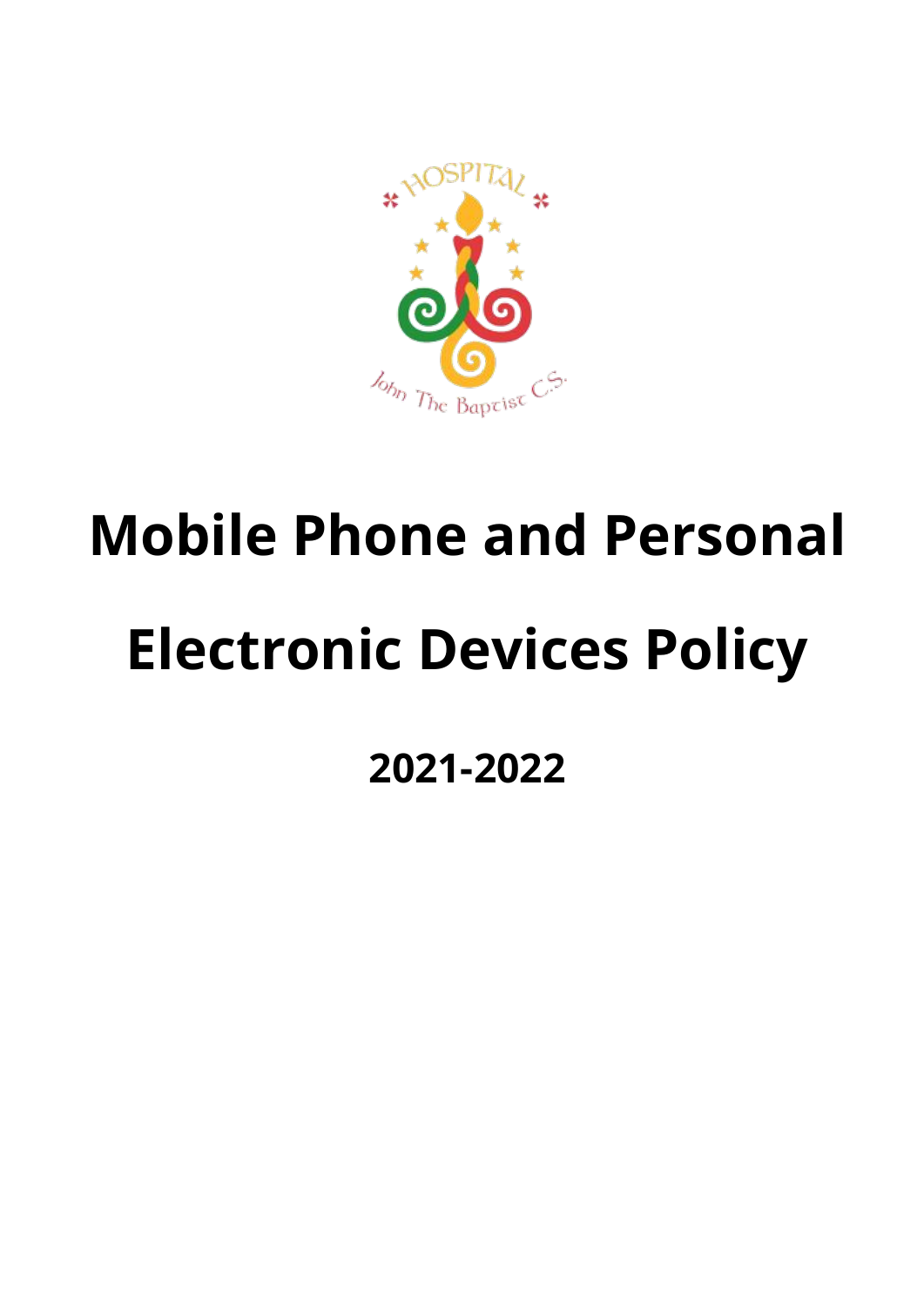# Mobile Phone and Personal Electronic Devices Policy

## 2021-2022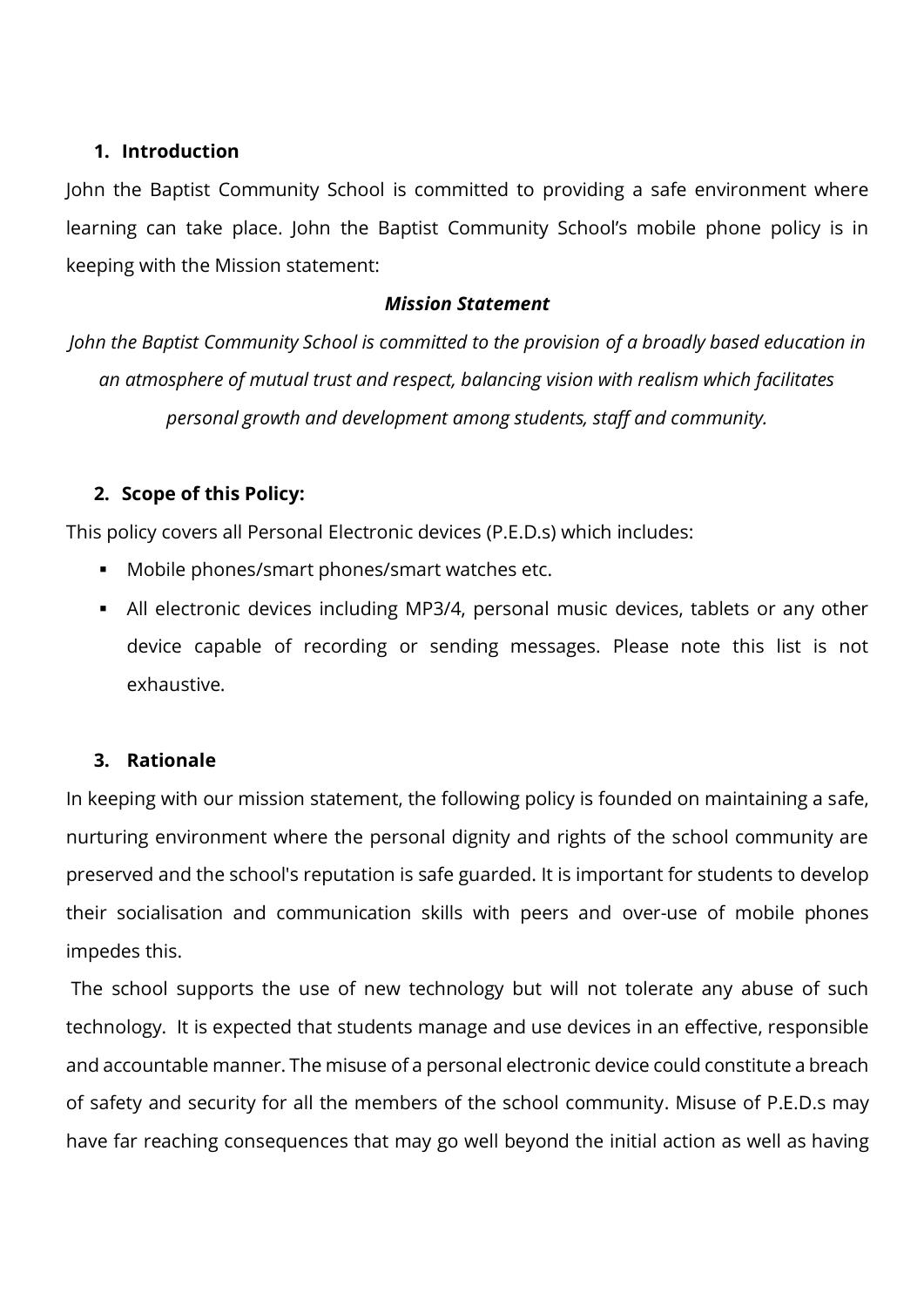## 1. Introduction

John the Baptist Community School is committed to providing a safe environment where learning can take place. John the Baptist Community School's mobile phone policy is in keeping with the Mission statement:

***Mission Statement***

*John the Baptist Community School is committed to the provision of a broadly based education in an atmosphere of mutual trust and respect, balancing vision with realism which facilitates personal growth and development among students, staff and community.*

## 2. Scope of this Policy:

This policy covers all Personal Electronic devices (P.E.D.s) which includes:

- Mobile phones/smart phones/smart watches etc.
- All electronic devices including MP3/4, personal music devices, tablets or any other device capable of recording or sending messages. Please note this list is not exhaustive.

## 3. Rationale

In keeping with our mission statement, the following policy is founded on maintaining a safe, nurturing environment where the personal dignity and rights of the school community are preserved and the school's reputation is safe guarded. It is important for students to develop their socialisation and communication skills with peers and over-use of mobile phones impedes this.

The school supports the use of new technology but will not tolerate any abuse of such technology. It is expected that students manage and use devices in an effective, responsible and accountable manner. The misuse of a personal electronic device could constitute a breach of safety and security for all the members of the school community. Misuse of P.E.D.s may have far reaching consequences that may go well beyond the initial action as well as having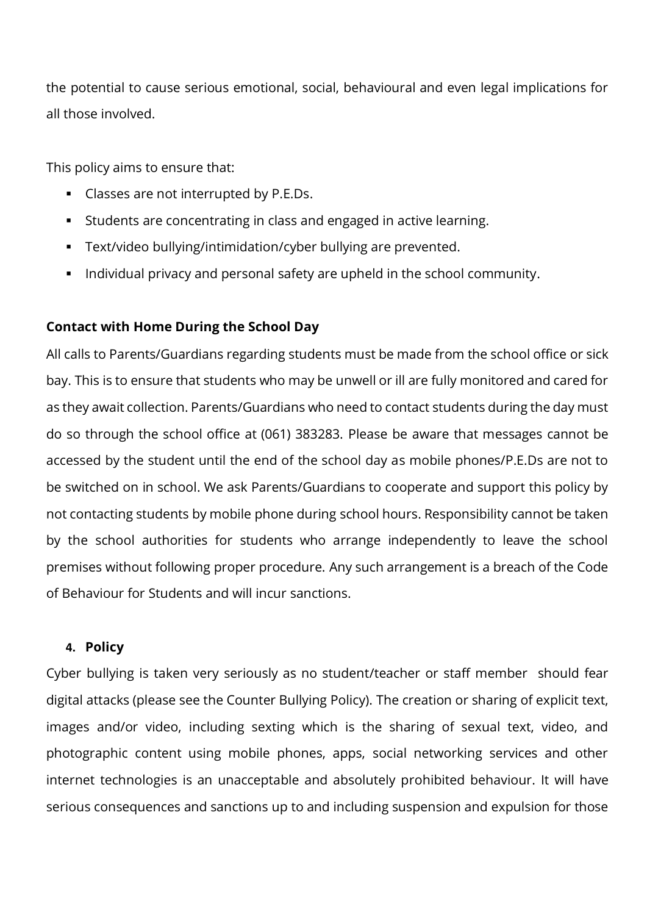the potential to cause serious emotional, social, behavioural and even legal implications for all those involved.

This policy aims to ensure that:

- Classes are not interrupted by P.E.Ds.
- Students are concentrating in class and engaged in active learning.
- Text/video bullying/intimidation/cyber bullying are prevented.
- Individual privacy and personal safety are upheld in the school community.

**Contact with Home During the School Day**

All calls to Parents/Guardians regarding students must be made from the school office or sick bay. This is to ensure that students who may be unwell or ill are fully monitored and cared for as they await collection. Parents/Guardians who need to contact students during the day must do so through the school office at (061) 383283. Please be aware that messages cannot be accessed by the student until the end of the school day as mobile phones/P.E.Ds are not to be switched on in school. We ask Parents/Guardians to cooperate and support this policy by not contacting students by mobile phone during school hours. Responsibility cannot be taken by the school authorities for students who arrange independently to leave the school premises without following proper procedure. Any such arrangement is a breach of the Code of Behaviour for Students and will incur sanctions.

## 4. Policy

Cyber bullying is taken very seriously as no student/teacher or staff member should fear digital attacks (please see the Counter Bullying Policy). The creation or sharing of explicit text, images and/or video, including sexting which is the sharing of sexual text, video, and photographic content using mobile phones, apps, social networking services and other internet technologies is an unacceptable and absolutely prohibited behaviour. It will have serious consequences and sanctions up to and including suspension and expulsion for those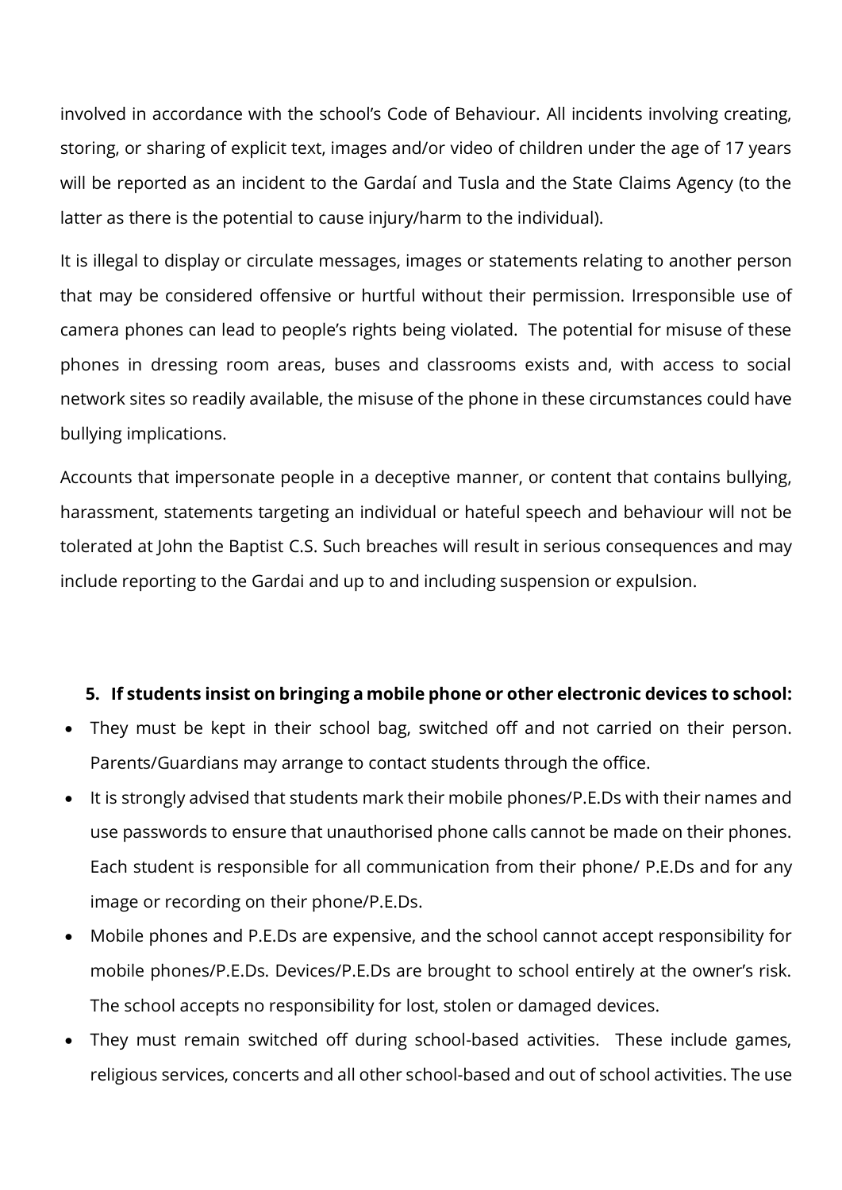involved in accordance with the school's Code of Behaviour. All incidents involving creating, storing, or sharing of explicit text, images and/or video of children under the age of 17 years will be reported as an incident to the Gardaí and Tusla and the State Claims Agency (to the latter as there is the potential to cause injury/harm to the individual).

It is illegal to display or circulate messages, images or statements relating to another person that may be considered offensive or hurtful without their permission. Irresponsible use of camera phones can lead to people's rights being violated. The potential for misuse of these phones in dressing room areas, buses and classrooms exists and, with access to social network sites so readily available, the misuse of the phone in these circumstances could have bullying implications.

Accounts that impersonate people in a deceptive manner, or content that contains bullying, harassment, statements targeting an individual or hateful speech and behaviour will not be tolerated at John the Baptist C.S. Such breaches will result in serious consequences and may include reporting to the Gardai and up to and including suspension or expulsion.

**5. If students insist on bringing a mobile phone or other electronic devices to school:**

- They must be kept in their school bag, switched off and not carried on their person. Parents/Guardians may arrange to contact students through the office.
- It is strongly advised that students mark their mobile phones/P.E.Ds with their names and use passwords to ensure that unauthorised phone calls cannot be made on their phones. Each student is responsible for all communication from their phone/ P.E.Ds and for any image or recording on their phone/P.E.Ds.
- Mobile phones and P.E.Ds are expensive, and the school cannot accept responsibility for mobile phones/P.E.Ds. Devices/P.E.Ds are brought to school entirely at the owner's risk. The school accepts no responsibility for lost, stolen or damaged devices.
- They must remain switched off during school-based activities. These include games, religious services, concerts and all other school-based and out of school activities. The use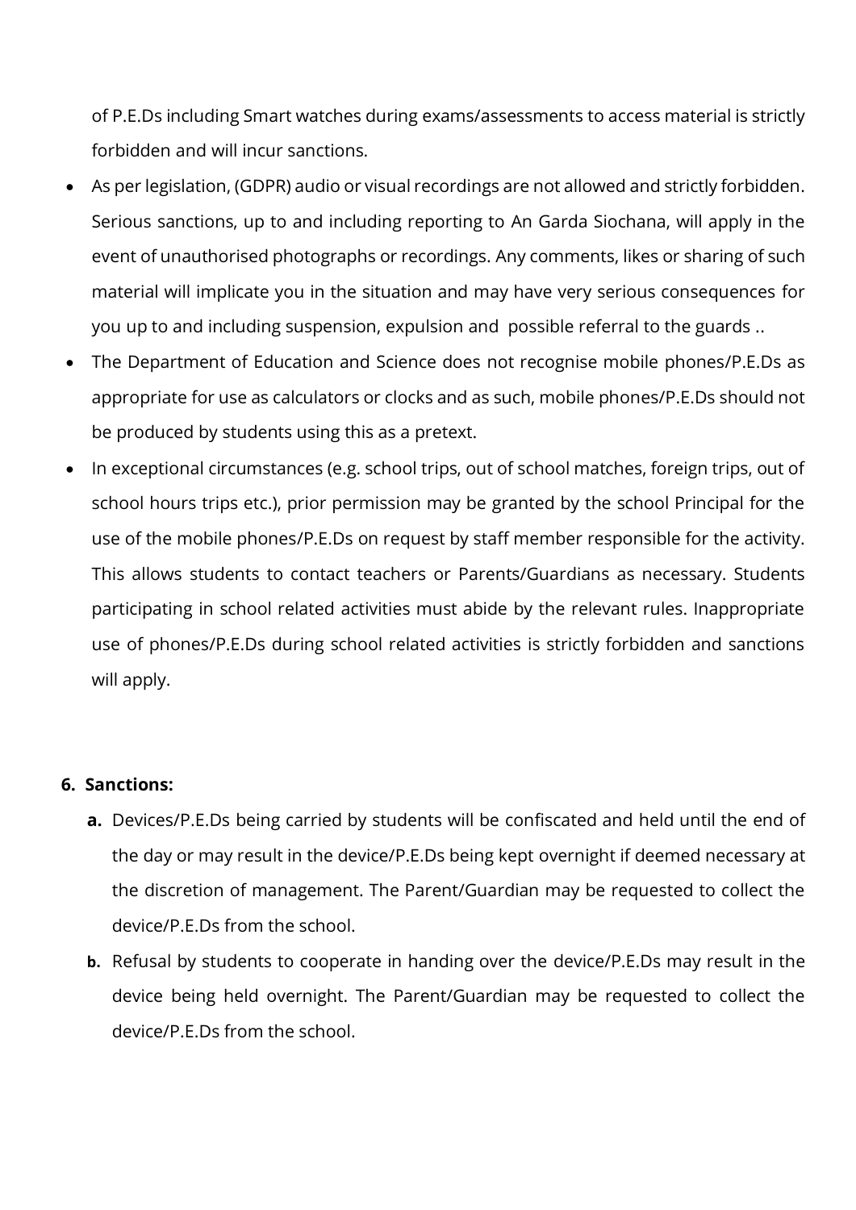of P.E.Ds including Smart watches during exams/assessments to access material is strictly forbidden and will incur sanctions.

- As per legislation, (GDPR) audio or visual recordings are not allowed and strictly forbidden. Serious sanctions, up to and including reporting to An Garda Siochana, will apply in the event of unauthorised photographs or recordings. Any comments, likes or sharing of such material will implicate you in the situation and may have very serious consequences for you up to and including suspension, expulsion and possible referral to the guards ..
- The Department of Education and Science does not recognise mobile phones/P.E.Ds as appropriate for use as calculators or clocks and as such, mobile phones/P.E.Ds should not be produced by students using this as a pretext.
- In exceptional circumstances (e.g. school trips, out of school matches, foreign trips, out of school hours trips etc.), prior permission may be granted by the school Principal for the use of the mobile phones/P.E.Ds on request by staff member responsible for the activity. This allows students to contact teachers or Parents/Guardians as necessary. Students participating in school related activities must abide by the relevant rules. Inappropriate use of phones/P.E.Ds during school related activities is strictly forbidden and sanctions will apply.

## 6. Sanctions:

**a.** Devices/P.E.Ds being carried by students will be confiscated and held until the end of the day or may result in the device/P.E.Ds being kept overnight if deemed necessary at the discretion of management. The Parent/Guardian may be requested to collect the device/P.E.Ds from the school.

**b.** Refusal by students to cooperate in handing over the device/P.E.Ds may result in the device being held overnight. The Parent/Guardian may be requested to collect the device/P.E.Ds from the school.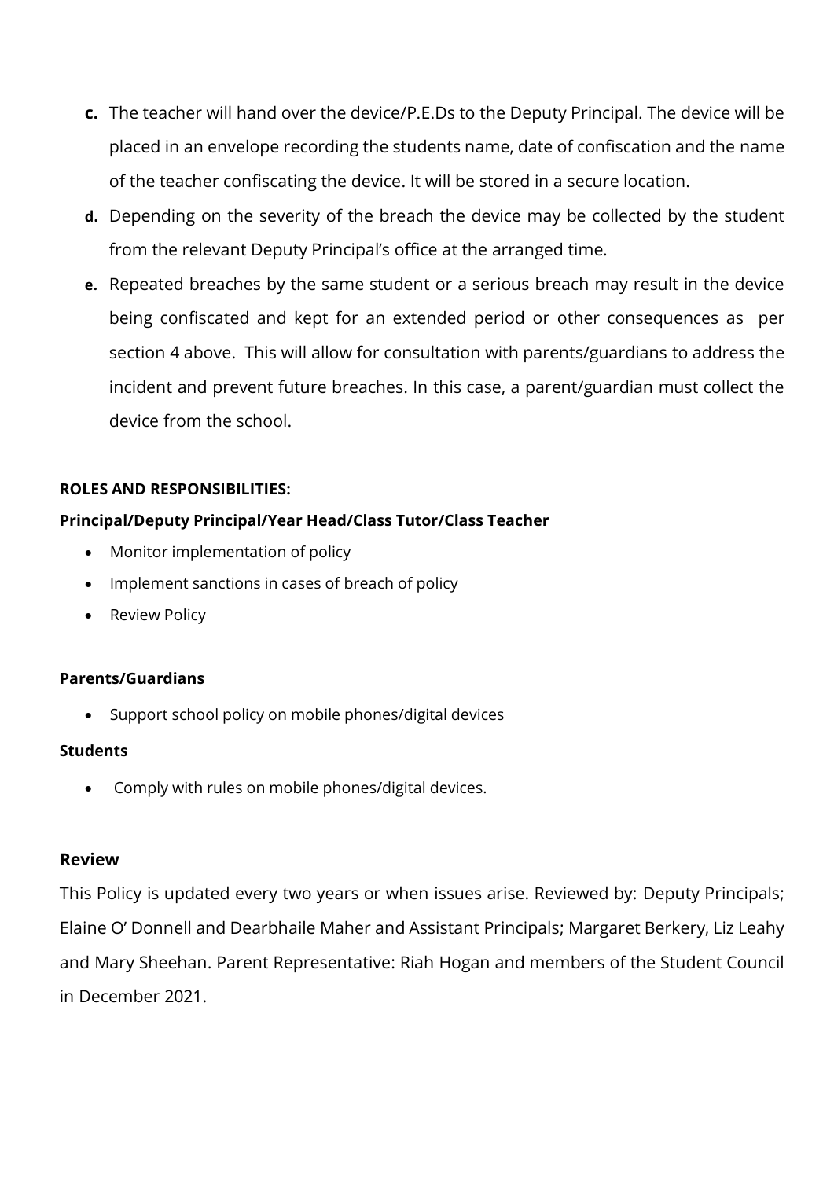c. The teacher will hand over the device/P.E.Ds to the Deputy Principal. The device will be placed in an envelope recording the students name, date of confiscation and the name of the teacher confiscating the device. It will be stored in a secure location.

d. Depending on the severity of the breach the device may be collected by the student from the relevant Deputy Principal's office at the arranged time.

e. Repeated breaches by the same student or a serious breach may result in the device being confiscated and kept for an extended period or other consequences as per section 4 above. This will allow for consultation with parents/guardians to address the incident and prevent future breaches. In this case, a parent/guardian must collect the device from the school.

**ROLES AND RESPONSIBILITIES:**

**Principal/Deputy Principal/Year Head/Class Tutor/Class Teacher**

- Monitor implementation of policy
- Implement sanctions in cases of breach of policy
- Review Policy

**Parents/Guardians**

- Support school policy on mobile phones/digital devices

**Students**

- Comply with rules on mobile phones/digital devices.

### Review

This Policy is updated every two years or when issues arise. Reviewed by: Deputy Principals; Elaine O' Donnell and Dearbhaile Maher and Assistant Principals; Margaret Berkery, Liz Leahy and Mary Sheehan. Parent Representative: Riah Hogan and members of the Student Council in December 2021.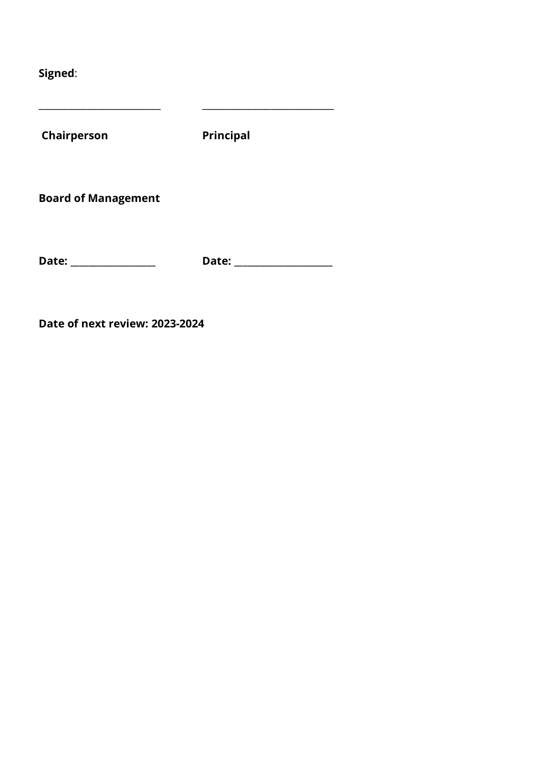**Signed**:

_________________________ ___________________________

**Chairperson** **Principal**

**Board of Management**

**Date:** _________________ **Date:** ____________________

**Date of next review: 2023-2024**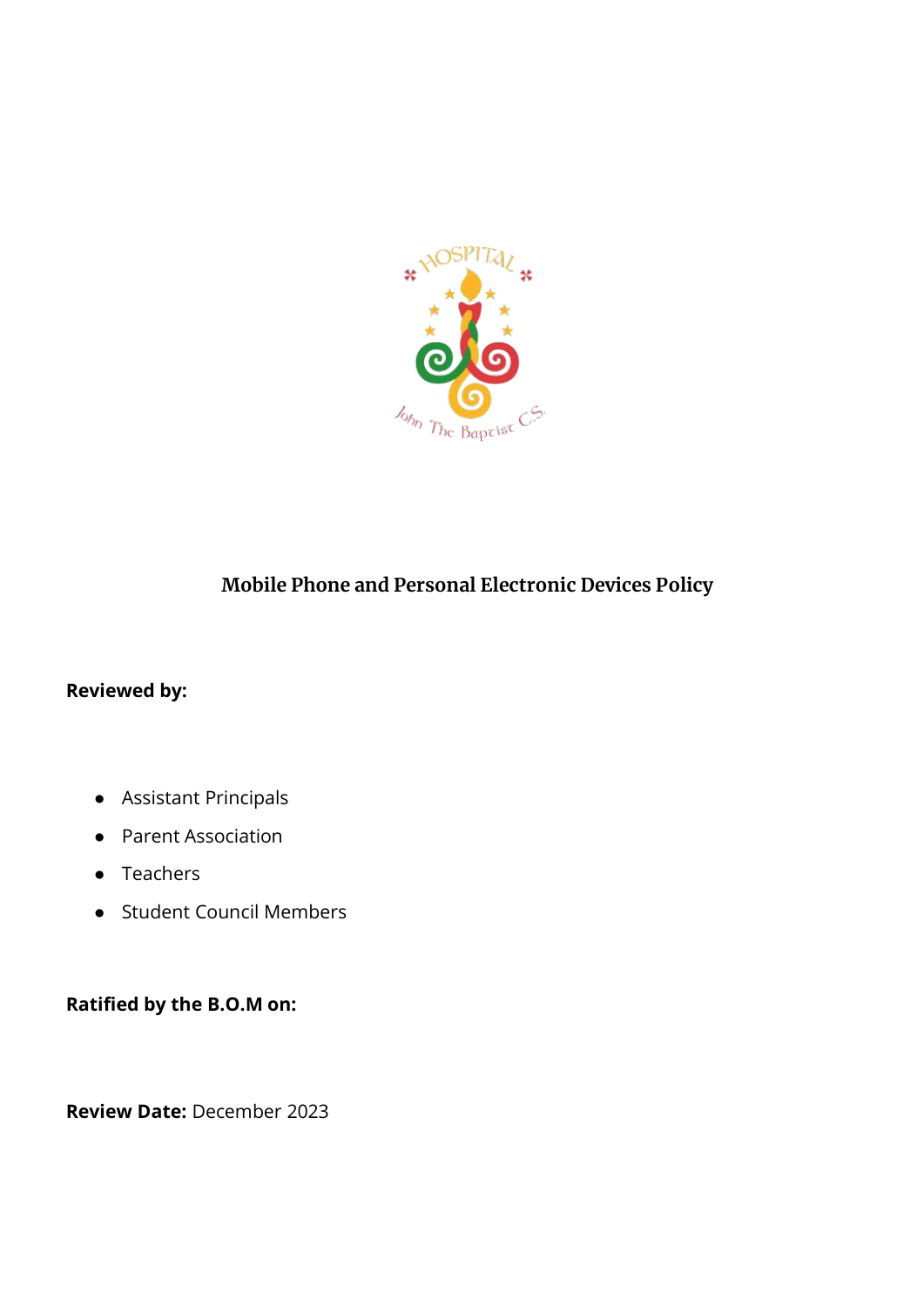# Mobile Phone and Personal Electronic Devices Policy

**Reviewed by:**

- Assistant Principals
- Parent Association
- Teachers
- Student Council Members

**Ratified by the B.O.M on:**

**Review Date:** December 2023